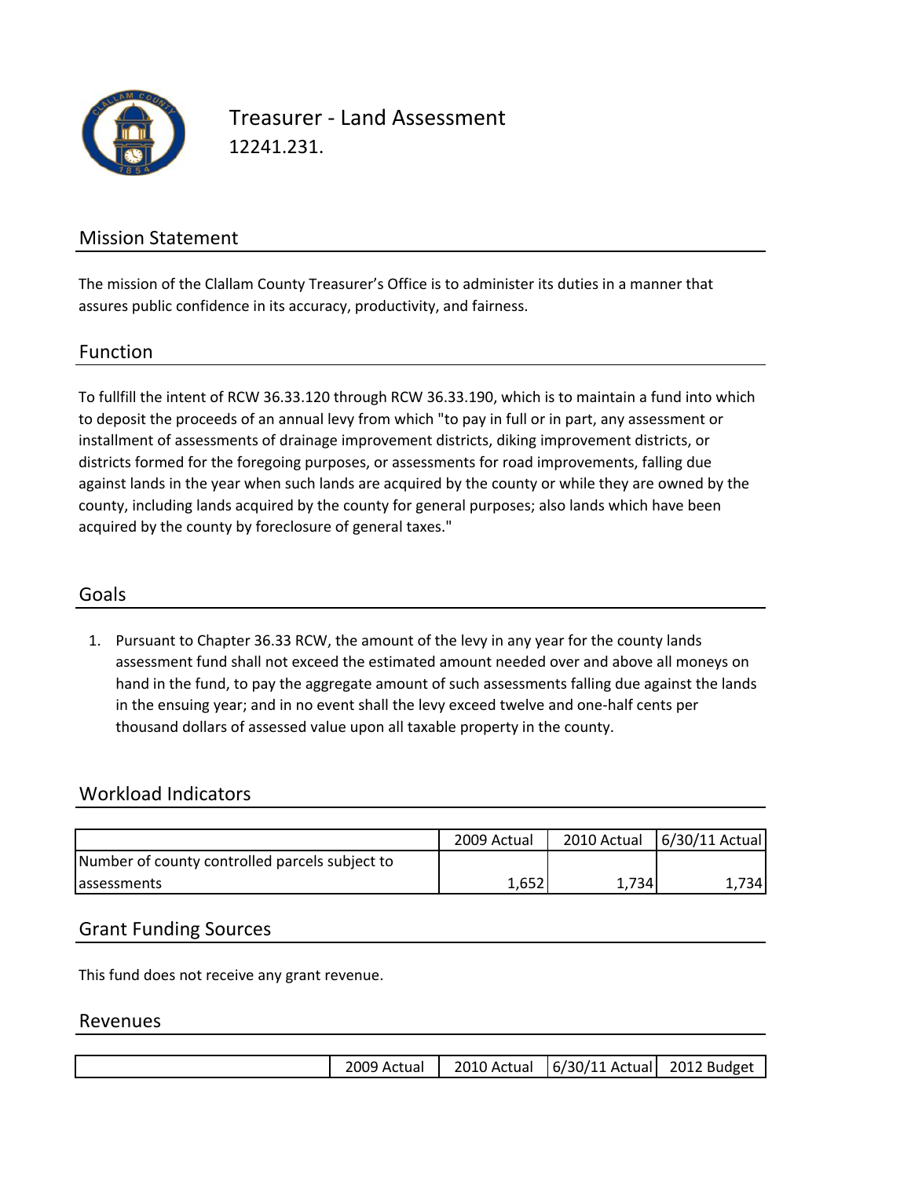# Treasurer - Land Assessment

12241.231.

## Mission Statement

The mission of the Clallam County Treasurer's Office is to administer its duties in a manner that assures public confidence in its accuracy, productivity, and fairness.

## Function

To fullfill the intent of RCW 36.33.120 through RCW 36.33.190, which is to maintain a fund into which to deposit the proceeds of an annual levy from which "to pay in full or in part, any assessment or installment of assessments of drainage improvement districts, diking improvement districts, or districts formed for the foregoing purposes, or assessments for road improvements, falling due against lands in the year when such lands are acquired by the county or while they are owned by the county, including lands acquired by the county for general purposes; also lands which have been acquired by the county by foreclosure of general taxes."

## Goals

1. Pursuant to Chapter 36.33 RCW, the amount of the levy in any year for the county lands assessment fund shall not exceed the estimated amount needed over and above all moneys on hand in the fund, to pay the aggregate amount of such assessments falling due against the lands in the ensuing year; and in no event shall the levy exceed twelve and one-half cents per thousand dollars of assessed value upon all taxable property in the county.

## Workload Indicators

| | 2009 Actual | 2010 Actual | 6/30/11 Actual |
|---|---|---|---|
| Number of county controlled parcels subject to assessments | 1,652 | 1,734 | 1,734 |

## Grant Funding Sources

This fund does not receive any grant revenue.

## Revenues

| | 2009 Actual | 2010 Actual | 6/30/11 Actual | 2012 Budget |
|---|---|---|---|---|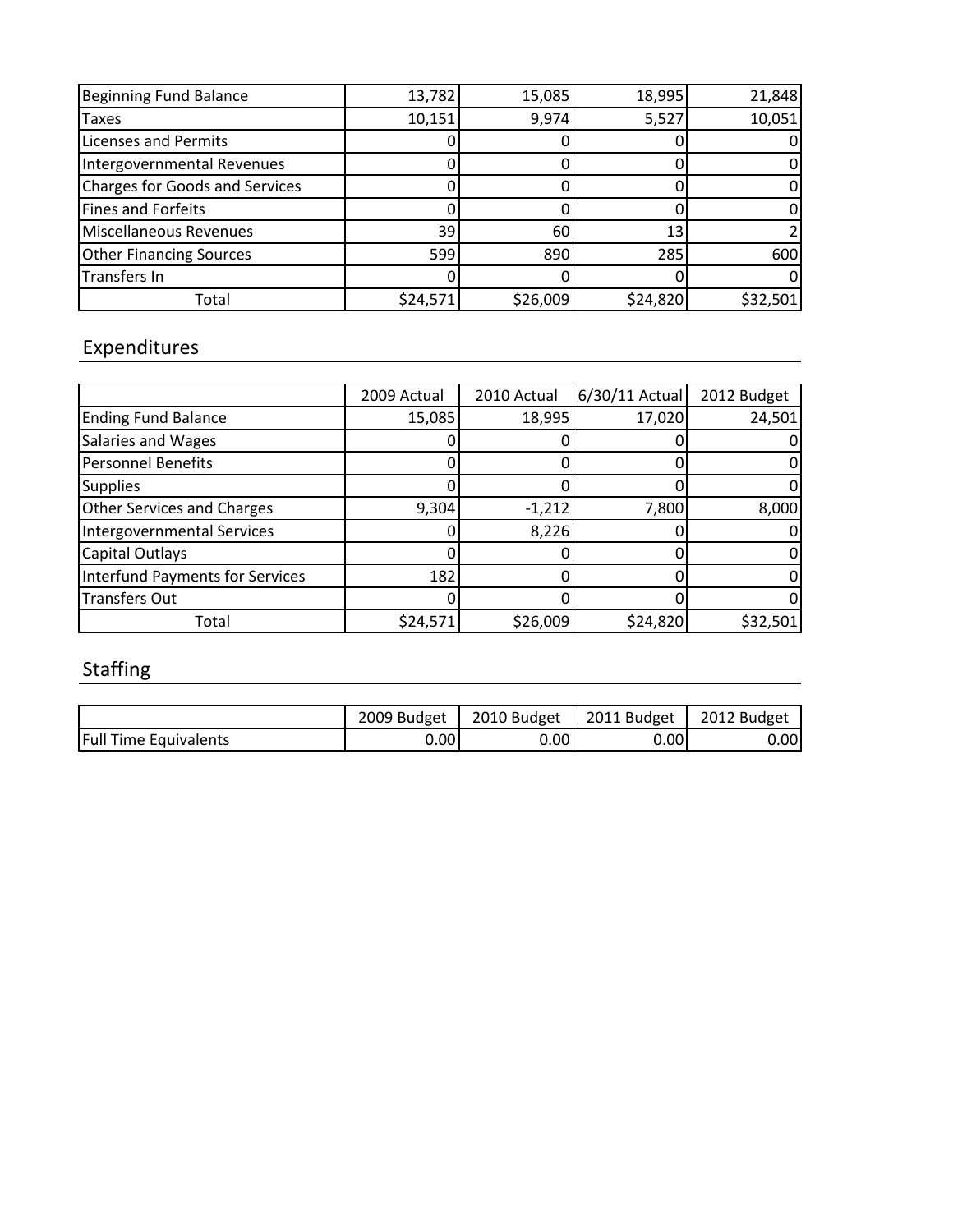| | | | | |
|---|---|---|---|---|
| Beginning Fund Balance | 13,782 | 15,085 | 18,995 | 21,848 |
| Taxes | 10,151 | 9,974 | 5,527 | 10,051 |
| Licenses and Permits | 0 | 0 | 0 | 0 |
| Intergovernmental Revenues | 0 | 0 | 0 | 0 |
| Charges for Goods and Services | 0 | 0 | 0 | 0 |
| Fines and Forfeits | 0 | 0 | 0 | 0 |
| Miscellaneous Revenues | 39 | 60 | 13 | 2 |
| Other Financing Sources | 599 | 890 | 285 | 600 |
| Transfers In | 0 | 0 | 0 | 0 |
| Total | $24,571 | $26,009 | $24,820 | $32,501 |

## Expenditures

| | 2009 Actual | 2010 Actual | 6/30/11 Actual | 2012 Budget |
|---|---|---|---|---|
| Ending Fund Balance | 15,085 | 18,995 | 17,020 | 24,501 |
| Salaries and Wages | 0 | 0 | 0 | 0 |
| Personnel Benefits | 0 | 0 | 0 | 0 |
| Supplies | 0 | 0 | 0 | 0 |
| Other Services and Charges | 9,304 | -1,212 | 7,800 | 8,000 |
| Intergovernmental Services | 0 | 8,226 | 0 | 0 |
| Capital Outlays | 0 | 0 | 0 | 0 |
| Interfund Payments for Services | 182 | 0 | 0 | 0 |
| Transfers Out | 0 | 0 | 0 | 0 |
| Total | $24,571 | $26,009 | $24,820 | $32,501 |

## Staffing

| | 2009 Budget | 2010 Budget | 2011 Budget | 2012 Budget |
|---|---|---|---|---|
| Full Time Equivalents | 0.00 | 0.00 | 0.00 | 0.00 |